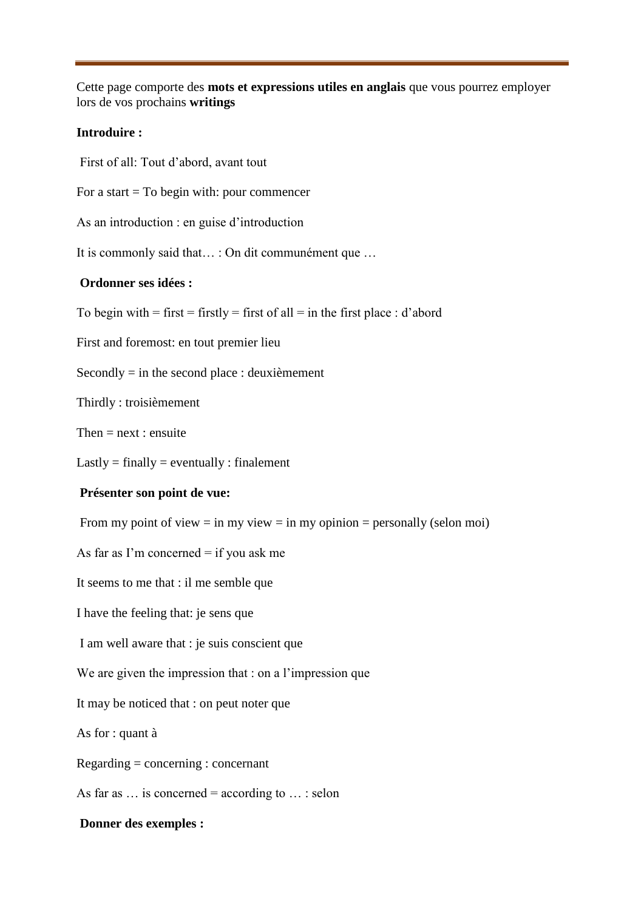Cette page comporte des **mots et expressions utiles en anglais** que vous pourrez employer lors de vos prochains **writings**

**Introduire :**

First of all: Tout d'abord, avant tout

For a start = To begin with: pour commencer

As an introduction : en guise d'introduction

It is commonly said that… : On dit communément que …

**Ordonner ses idées :**

To begin with = first = firstly = first of all = in the first place : d'abord

First and foremost: en tout premier lieu

Secondly = in the second place : deuxièmement

Thirdly : troisièmement

Then = next : ensuite

Lastly = finally = eventually : finalement

**Présenter son point de vue:**

From my point of view = in my view = in my opinion = personally (selon moi)

As far as I'm concerned = if you ask me

It seems to me that : il me semble que

I have the feeling that: je sens que

I am well aware that : je suis conscient que

We are given the impression that : on a l'impression que

It may be noticed that : on peut noter que

As for : quant à

Regarding = concerning : concernant

As far as … is concerned = according to … : selon

**Donner des exemples :**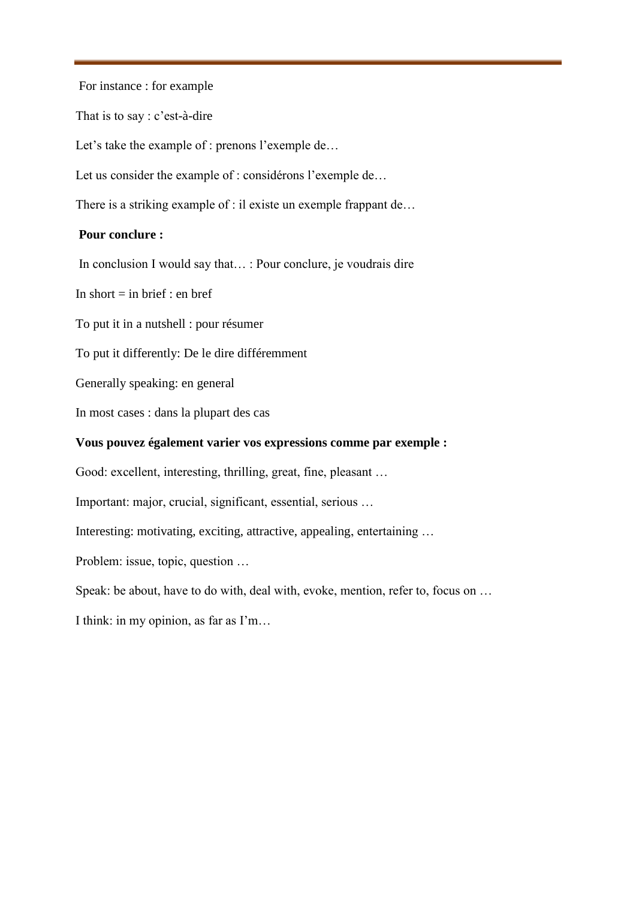For instance : for example

That is to say : c'est-à-dire

Let's take the example of : prenons l'exemple de…

Let us consider the example of : considérons l'exemple de…

There is a striking example of : il existe un exemple frappant de…

**Pour conclure :**

In conclusion I would say that… : Pour conclure, je voudrais dire

In short = in brief : en bref

To put it in a nutshell : pour résumer

To put it differently: De le dire différemment

Generally speaking: en general

In most cases : dans la plupart des cas

**Vous pouvez également varier vos expressions comme par exemple :**

Good: excellent, interesting, thrilling, great, fine, pleasant …

Important: major, crucial, significant, essential, serious …

Interesting: motivating, exciting, attractive, appealing, entertaining …

Problem: issue, topic, question …

Speak: be about, have to do with, deal with, evoke, mention, refer to, focus on …

I think: in my opinion, as far as I'm…